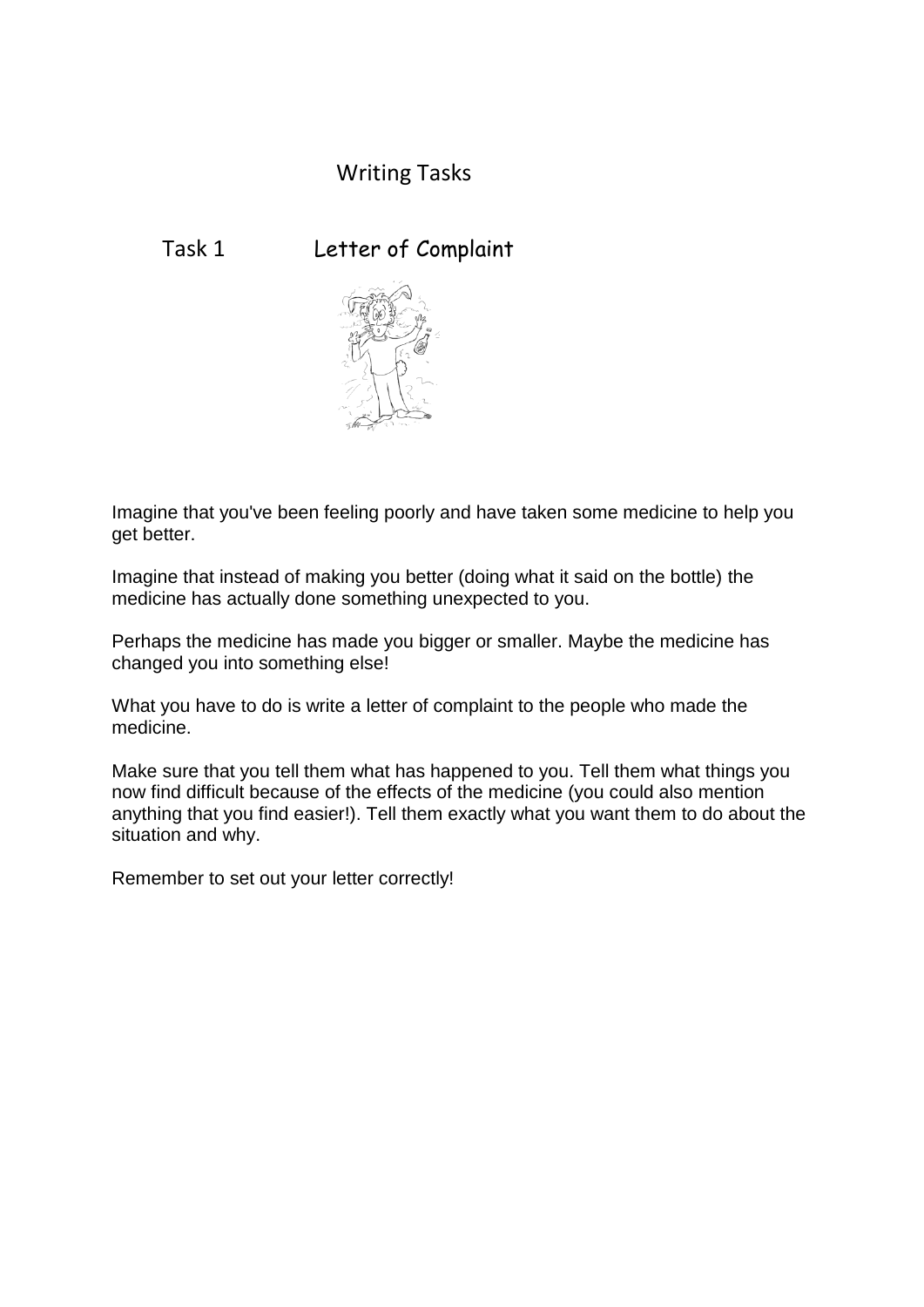# Writing Tasks

## Task 1 Letter of Complaint

Imagine that you've been feeling poorly and have taken some medicine to help you get better.

Imagine that instead of making you better (doing what it said on the bottle) the medicine has actually done something unexpected to you.

Perhaps the medicine has made you bigger or smaller. Maybe the medicine has changed you into something else!

What you have to do is write a letter of complaint to the people who made the medicine.

Make sure that you tell them what has happened to you. Tell them what things you now find difficult because of the effects of the medicine (you could also mention anything that you find easier!). Tell them exactly what you want them to do about the situation and why.

Remember to set out your letter correctly!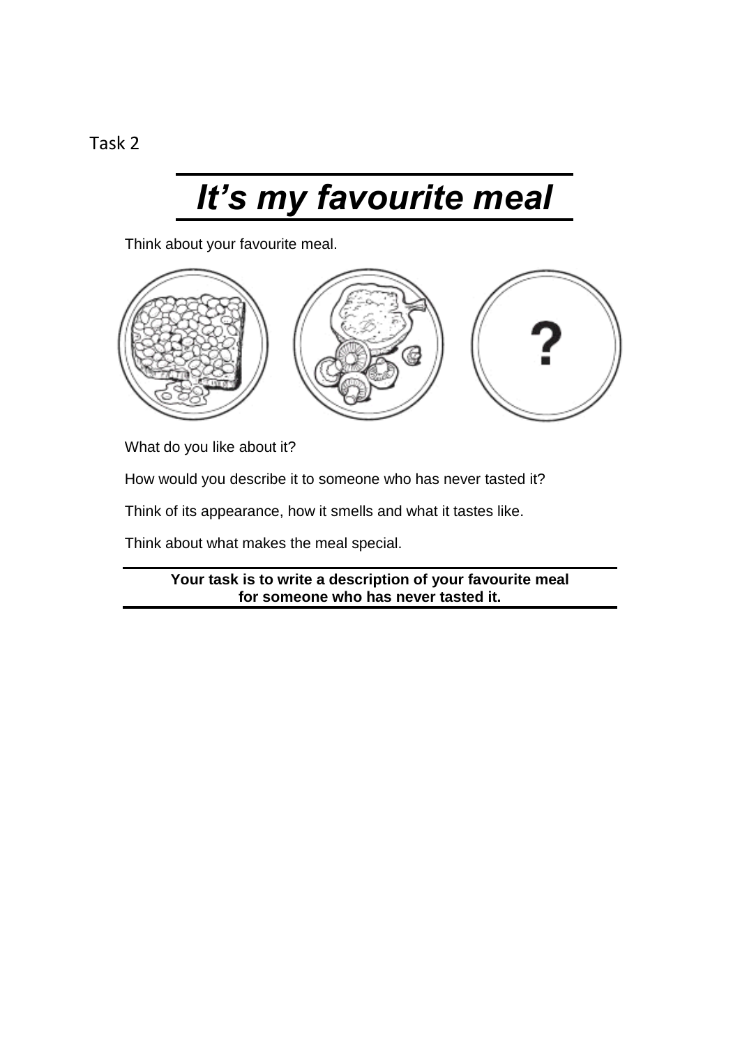Task 2

# *It's my favourite meal*

Think about your favourite meal.

What do you like about it?

How would you describe it to someone who has never tasted it?

Think of its appearance, how it smells and what it tastes like.

Think about what makes the meal special.

**Your task is to write a description of your favourite meal for someone who has never tasted it.**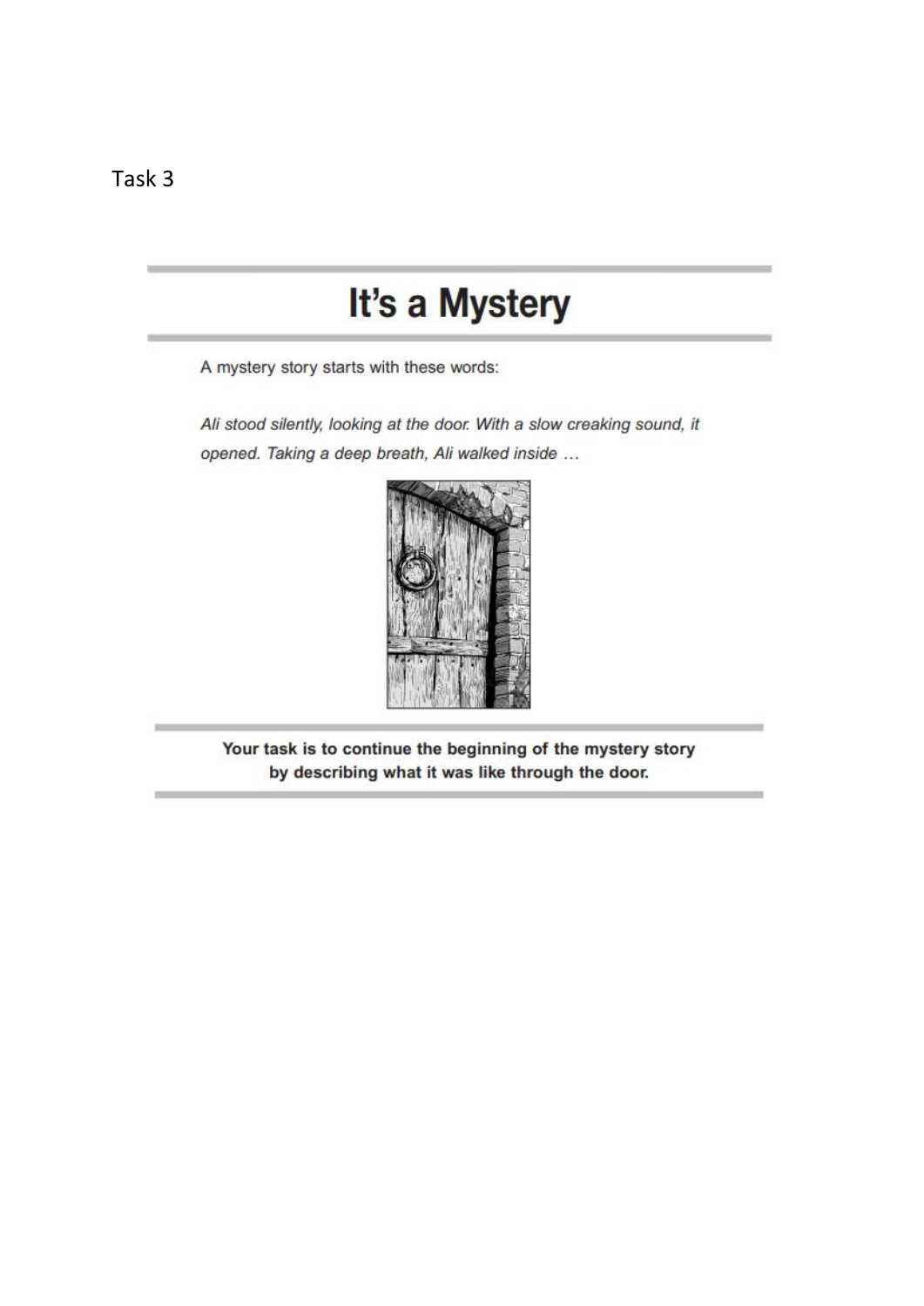Task 3

# It's a Mystery

A mystery story starts with these words:

*Ali stood silently, looking at the door. With a slow creaking sound, it opened. Taking a deep breath, Ali walked inside …*

**Your task is to continue the beginning of the mystery story by describing what it was like through the door.**